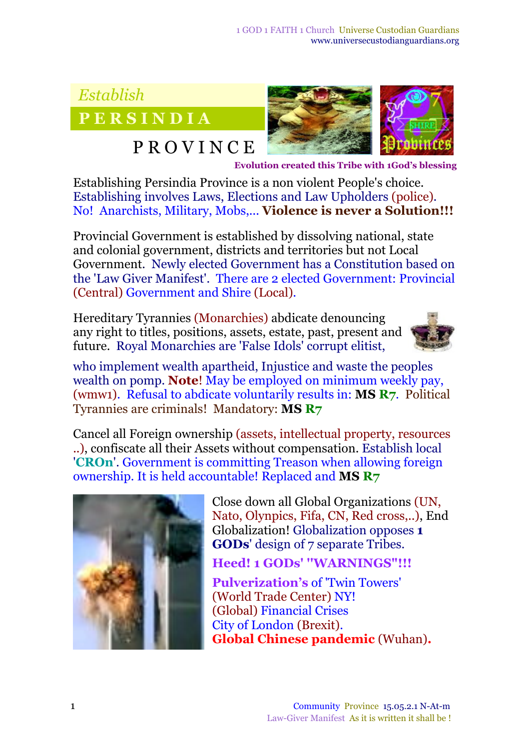*Establish*

# PERSINDIA

# PROVINCE

**Evolution created this Tribe with 1God's blessing**

Establishing Persindia Province is a non violent People's choice. Establishing involves Laws, Elections and Law Upholders (police). No! Anarchists, Military, Mobs,... **Violence is never a Solution!!!**

Provincial Government is established by dissolving national, state and colonial government, districts and territories but not Local Government. Newly elected Government has a Constitution based on the 'Law Giver Manifest'. There are 2 elected Government: Provincial (Central) Government and Shire (Local).

Hereditary Tyrannies (Monarchies) abdicate denouncing any right to titles, positions, assets, estate, past, present and future. Royal Monarchies are 'False Idols' corrupt elitist, who implement wealth apartheid, Injustice and waste the peoples wealth on pomp. **Note**! May be employed on minimum weekly pay, (wmw1). Refusal to abdicate voluntarily results in: **MS R7**. Political Tyrannies are criminals! Mandatory: **MS R7**

Cancel all Foreign ownership (assets, intellectual property, resources ..), confiscate all their Assets without compensation. Establish local '**CROn**'. Government is committing Treason when allowing foreign ownership. It is held accountable! Replaced and **MS R7**

Close down all Global Organizations (UN, Nato, Olypics, Fifa, CN, Red cross,..), End Globalization! Globalization opposes **1 GODs**' design of 7 separate Tribes.

**Heed! 1 GODs' "WARNINGS"!!!**

**Pulverization's** of 'Twin Towers' (World Trade Center) NY!
(Global) Financial Crises
City of London (Brexit).
**Global Chinese pandemic** (Wuhan).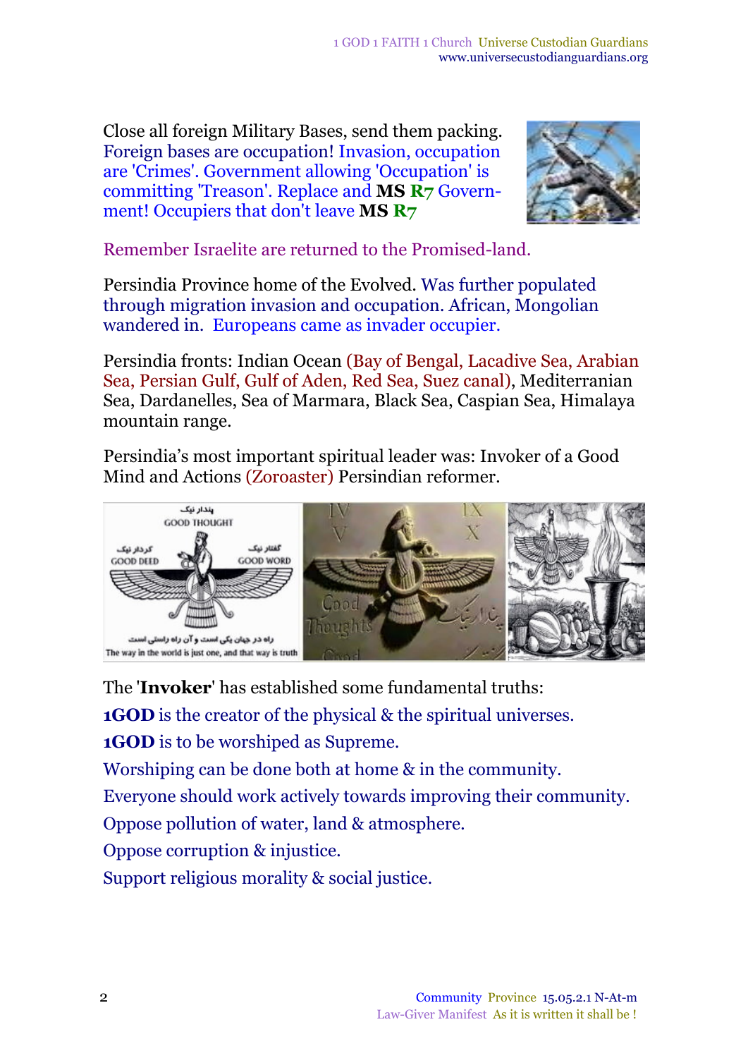Close all foreign Military Bases, send them packing. Foreign bases are occupation! Invasion, occupation are 'Crimes'. Government allowing 'Occupation' is committing 'Treason'. Replace and **MS R7** Government! Occupiers that don't leave **MS R7**

Remember Israelite are returned to the Promised-land.

Persindia Province home of the Evolved. Was further populated through migration invasion and occupation. African, Mongolian wandered in. Europeans came as invader occupier.

Persindia fronts: Indian Ocean (Bay of Bengal, Lacadive Sea, Arabian Sea, Persian Gulf, Gulf of Aden, Red Sea, Suez canal), Mediterranian Sea, Dardanelles, Sea of Marmara, Black Sea, Caspian Sea, Himalaya mountain range.

Persindia's most important spiritual leader was: Invoker of a Good Mind and Actions (Zoroaster) Persindian reformer.

The '**Invoker**' has established some fundamental truths:

**1GOD** is the creator of the physical & the spiritual universes.

**1GOD** is to be worshiped as Supreme.

Worshiping can be done both at home & in the community.

Everyone should work actively towards improving their community.

Oppose pollution of water, land & atmosphere.

Oppose corruption & injustice.

Support religious morality & social justice.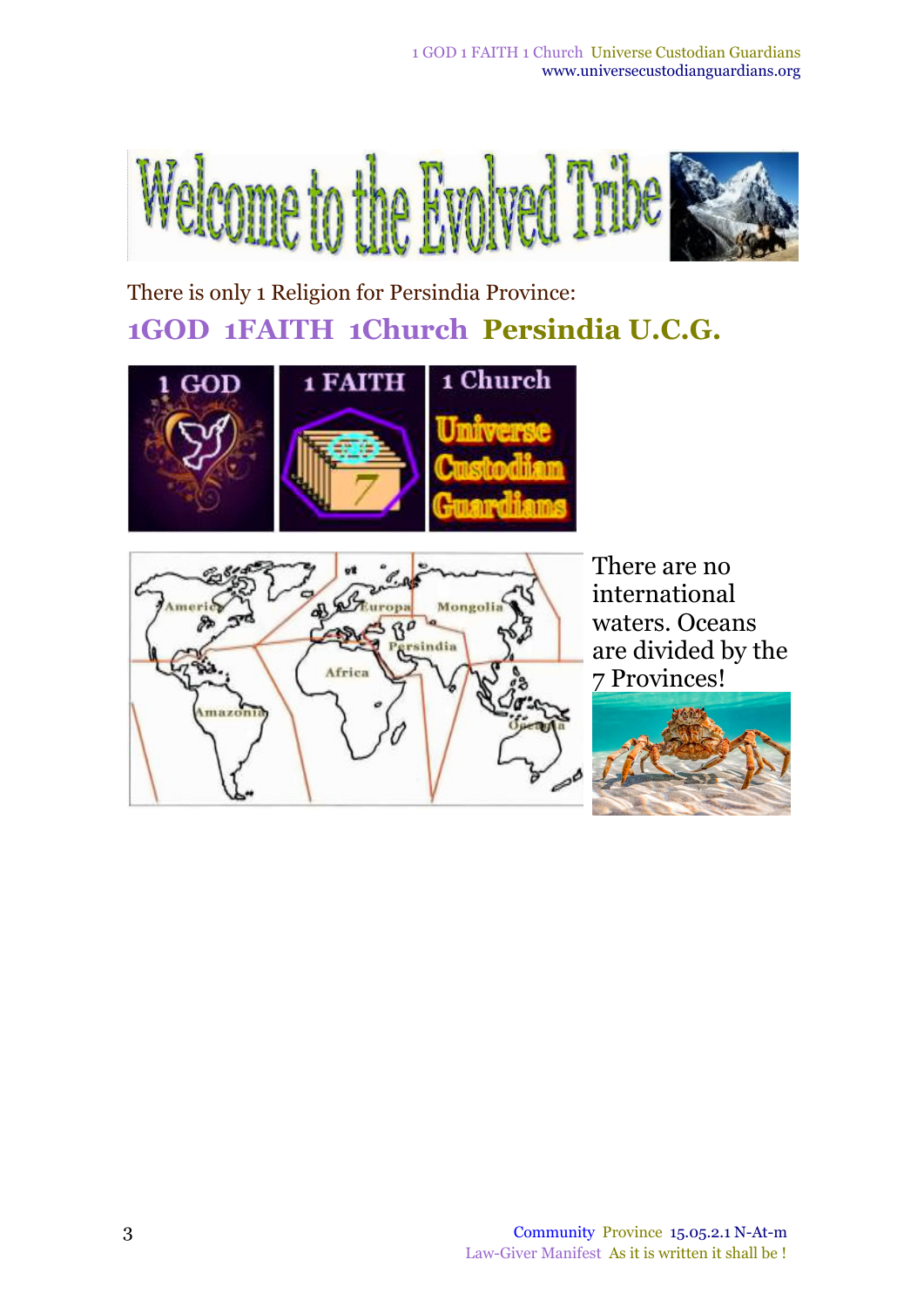# Welcome to the Evolved Tribe

There is only 1 Religion for Persindia Province:

## 1GOD 1FAITH 1Church Persindia U.C.G.

1 GOD

1 FAITH

1 Church
Universe Custodian Guardians

America
Europa
Mongolia
Persindia
Africa
Amazonia
Oceania

There are no international waters. Oceans are divided by the 7 Provinces!